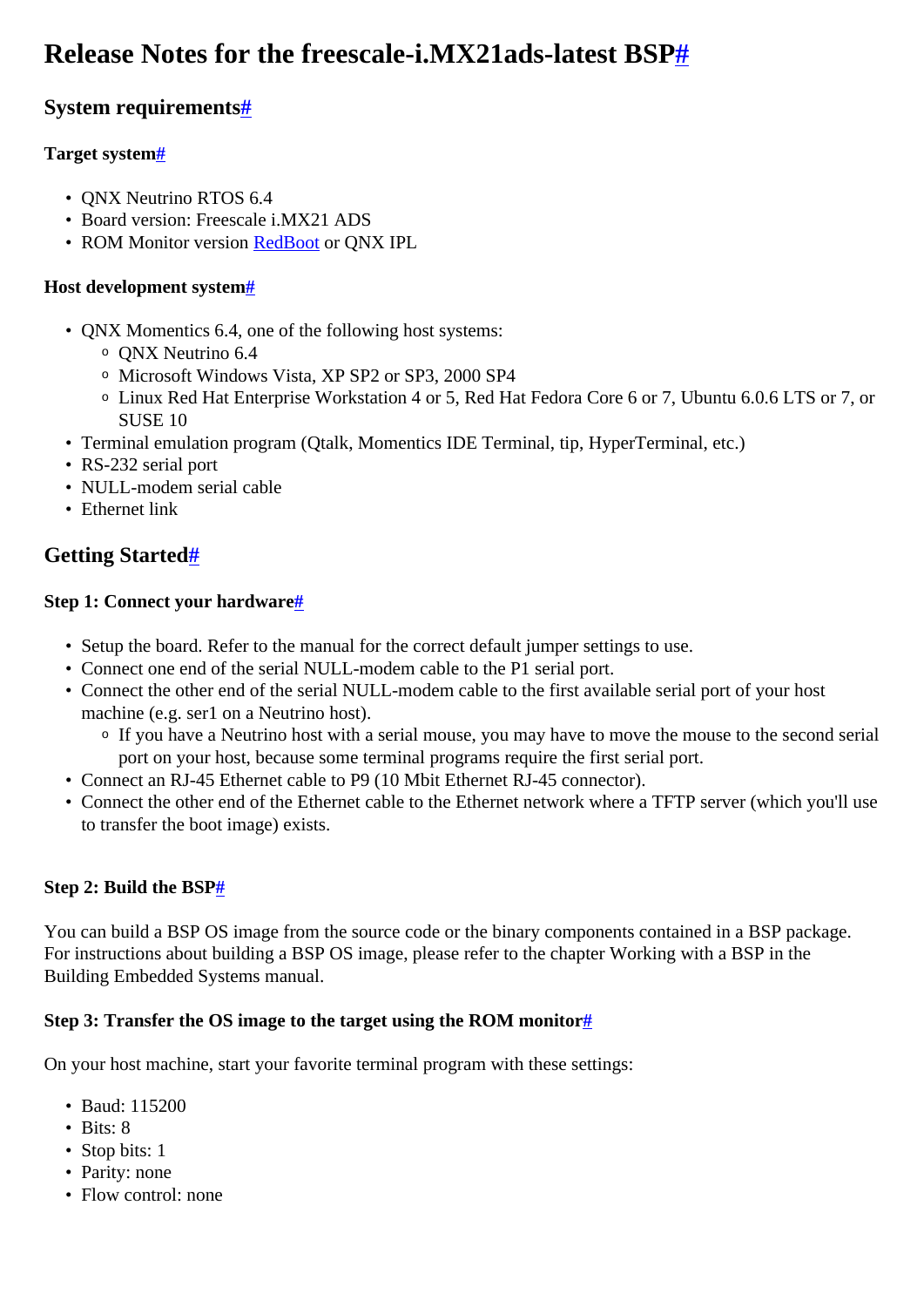# Release Notes for the freescale-i.MX21ads-latest BSP#

## System requirements#

### Target system#

- QNX Neutrino RTOS 6.4
- Board version: Freescale i.MX21 ADS
- ROM Monitor version RedBoot or QNX IPL

### Host development system#

- QNX Momentics 6.4, one of the following host systems:
  - QNX Neutrino 6.4
  - Microsoft Windows Vista, XP SP2 or SP3, 2000 SP4
  - Linux Red Hat Enterprise Workstation 4 or 5, Red Hat Fedora Core 6 or 7, Ubuntu 6.0.6 LTS or 7, or SUSE 10
- Terminal emulation program (Qtalk, Momentics IDE Terminal, tip, HyperTerminal, etc.)
- RS-232 serial port
- NULL-modem serial cable
- Ethernet link

## Getting Started#

### Step 1: Connect your hardware#

- Setup the board. Refer to the manual for the correct default jumper settings to use.
- Connect one end of the serial NULL-modem cable to the P1 serial port.
- Connect the other end of the serial NULL-modem cable to the first available serial port of your host machine (e.g. ser1 on a Neutrino host).
  - If you have a Neutrino host with a serial mouse, you may have to move the mouse to the second serial port on your host, because some terminal programs require the first serial port.
- Connect an RJ-45 Ethernet cable to P9 (10 Mbit Ethernet RJ-45 connector).
- Connect the other end of the Ethernet cable to the Ethernet network where a TFTP server (which you'll use to transfer the boot image) exists.

### Step 2: Build the BSP#

You can build a BSP OS image from the source code or the binary components contained in a BSP package. For instructions about building a BSP OS image, please refer to the chapter Working with a BSP in the Building Embedded Systems manual.

### Step 3: Transfer the OS image to the target using the ROM monitor#

On your host machine, start your favorite terminal program with these settings:

- Baud: 115200
- Bits: 8
- Stop bits: 1
- Parity: none
- Flow control: none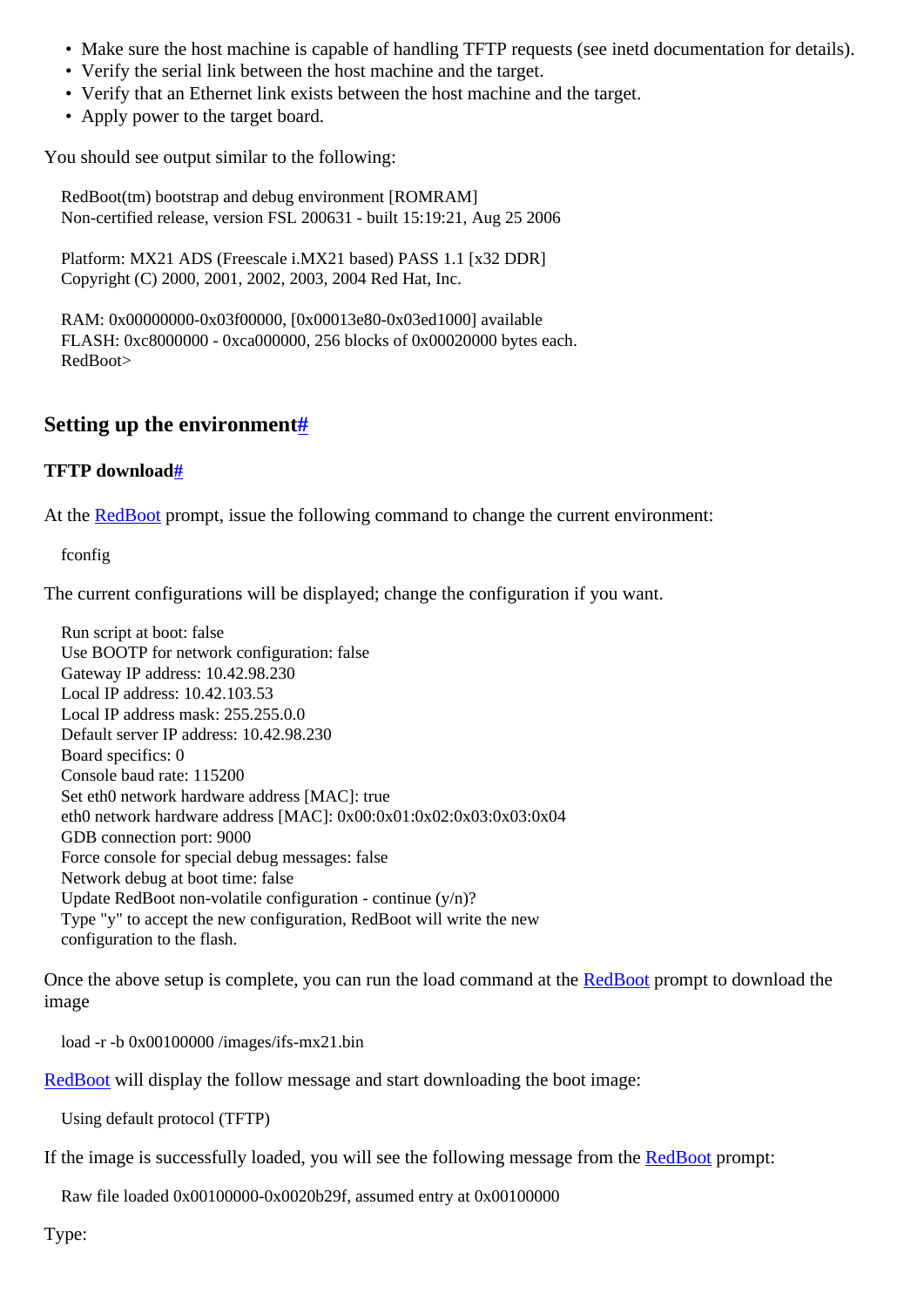- Make sure the host machine is capable of handling TFTP requests (see inetd documentation for details).
- Verify the serial link between the host machine and the target.
- Verify that an Ethernet link exists between the host machine and the target.
- Apply power to the target board.

You should see output similar to the following:

```
RedBoot(tm) bootstrap and debug environment [ROMRAM]
Non-certified release, version FSL 200631 - built 15:19:21, Aug 25 2006

Platform: MX21 ADS (Freescale i.MX21 based) PASS 1.1 [x32 DDR]
Copyright (C) 2000, 2001, 2002, 2003, 2004 Red Hat, Inc.

RAM: 0x00000000-0x03f00000, [0x00013e80-0x03ed1000] available
FLASH: 0xc8000000 - 0xca000000, 256 blocks of 0x00020000 bytes each.
RedBoot>
```

## Setting up the environment#

### TFTP download#

At the RedBoot prompt, issue the following command to change the current environment:

```
fconfig
```

The current configurations will be displayed; change the configuration if you want.

```
Run script at boot: false
Use BOOTP for network configuration: false
Gateway IP address: 10.42.98.230
Local IP address: 10.42.103.53
Local IP address mask: 255.255.0.0
Default server IP address: 10.42.98.230
Board specifics: 0
Console baud rate: 115200
Set eth0 network hardware address [MAC]: true
eth0 network hardware address [MAC]: 0x00:0x01:0x02:0x03:0x03:0x04
GDB connection port: 9000
Force console for special debug messages: false
Network debug at boot time: false
Update RedBoot non-volatile configuration - continue (y/n)?
Type "y" to accept the new configuration, RedBoot will write the new
configuration to the flash.
```

Once the above setup is complete, you can run the load command at the RedBoot prompt to download the image

```
load -r -b 0x00100000 /images/ifs-mx21.bin
```

RedBoot will display the follow message and start downloading the boot image:

```
Using default protocol (TFTP)
```

If the image is successfully loaded, you will see the following message from the RedBoot prompt:

```
Raw file loaded 0x00100000-0x0020b29f, assumed entry at 0x00100000
```

Type: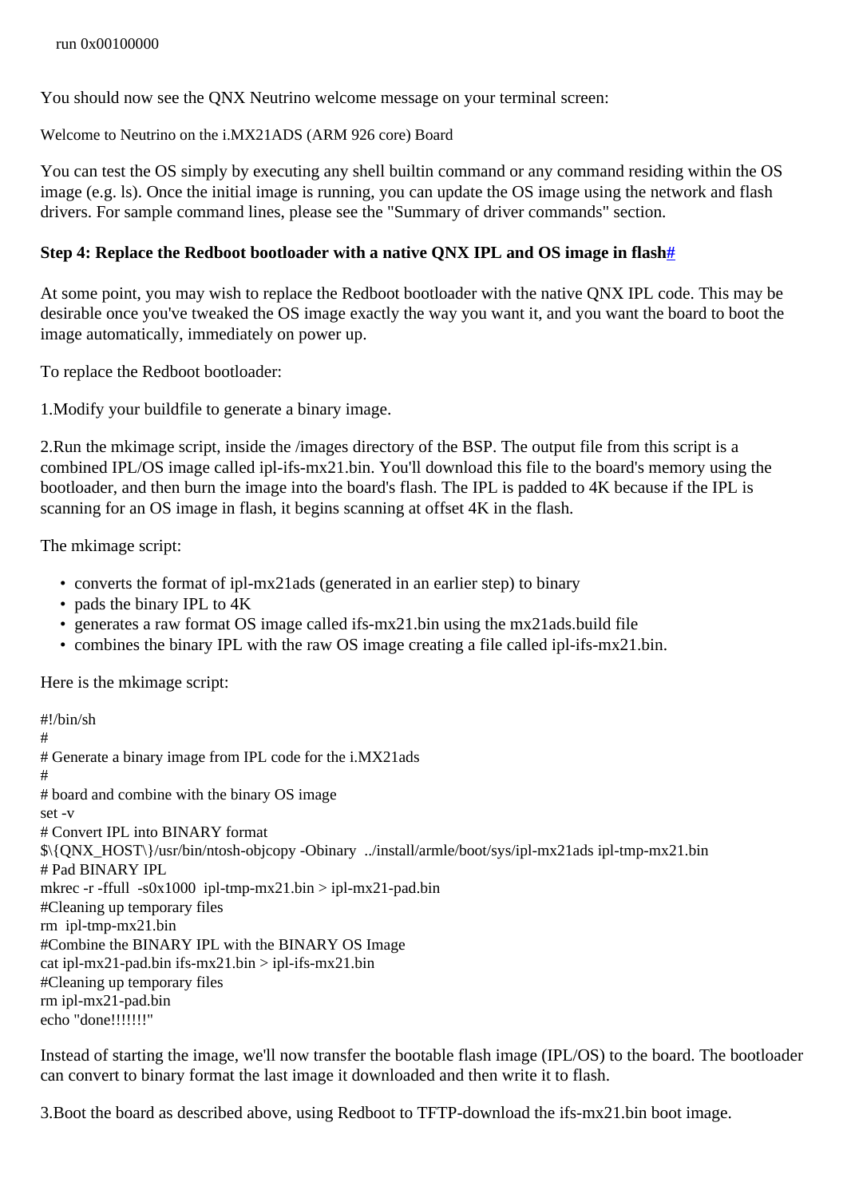```
run 0x00100000
```

You should now see the QNX Neutrino welcome message on your terminal screen:

```
Welcome to Neutrino on the i.MX21ADS (ARM 926 core) Board
```

You can test the OS simply by executing any shell builtin command or any command residing within the OS image (e.g. ls). Once the initial image is running, you can update the OS image using the network and flash drivers. For sample command lines, please see the "Summary of driver commands" section.

**Step 4: Replace the Redboot bootloader with a native QNX IPL and OS image in flash#**

At some point, you may wish to replace the Redboot bootloader with the native QNX IPL code. This may be desirable once you've tweaked the OS image exactly the way you want it, and you want the board to boot the image automatically, immediately on power up.

To replace the Redboot bootloader:

1.Modify your buildfile to generate a binary image.

2.Run the mkimage script, inside the /images directory of the BSP. The output file from this script is a combined IPL/OS image called ipl-ifs-mx21.bin. You'll download this file to the board's memory using the bootloader, and then burn the image into the board's flash. The IPL is padded to 4K because if the IPL is scanning for an OS image in flash, it begins scanning at offset 4K in the flash.

The mkimage script:

- converts the format of ipl-mx21ads (generated in an earlier step) to binary
- pads the binary IPL to 4K
- generates a raw format OS image called ifs-mx21.bin using the mx21ads.build file
- combines the binary IPL with the raw OS image creating a file called ipl-ifs-mx21.bin.

Here is the mkimage script:

```
#!/bin/sh
#
# Generate a binary image from IPL code for the i.MX21ads
#
# board and combine with the binary OS image
set -v
# Convert IPL into BINARY format
$\{QNX_HOST\}/usr/bin/ntosh-objcopy -Obinary  ../install/armle/boot/sys/ipl-mx21ads ipl-tmp-mx21.bin
# Pad BINARY IPL
mkrec -r -ffull  -s0x1000  ipl-tmp-mx21.bin > ipl-mx21-pad.bin
#Cleaning up temporary files
rm  ipl-tmp-mx21.bin
#Combine the BINARY IPL with the BINARY OS Image
cat ipl-mx21-pad.bin ifs-mx21.bin > ipl-ifs-mx21.bin
#Cleaning up temporary files
rm ipl-mx21-pad.bin
echo "done!!!!!!!"
```

Instead of starting the image, we'll now transfer the bootable flash image (IPL/OS) to the board. The bootloader can convert to binary format the last image it downloaded and then write it to flash.

3.Boot the board as described above, using Redboot to TFTP-download the ifs-mx21.bin boot image.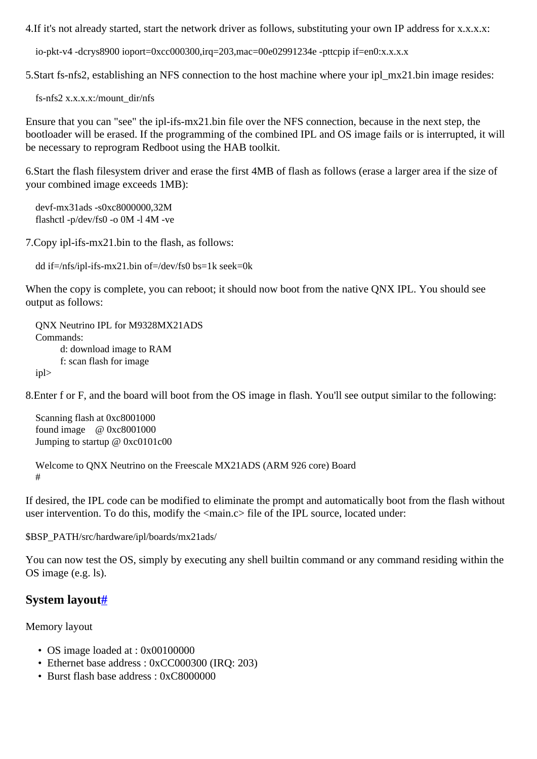4.If it's not already started, start the network driver as follows, substituting your own IP address for x.x.x.x:

```
io-pkt-v4 -dcrys8900 ioport=0xcc000300,irq=203,mac=00e02991234e -pttcpip if=en0:x.x.x.x
```

5.Start fs-nfs2, establishing an NFS connection to the host machine where your ipl_mx21.bin image resides:

```
fs-nfs2 x.x.x.x:/mount_dir/nfs
```

Ensure that you can "see" the ipl-ifs-mx21.bin file over the NFS connection, because in the next step, the bootloader will be erased. If the programming of the combined IPL and OS image fails or is interrupted, it will be necessary to reprogram Redboot using the HAB toolkit.

6.Start the flash filesystem driver and erase the first 4MB of flash as follows (erase a larger area if the size of your combined image exceeds 1MB):

```
devf-mx31ads -s0xc8000000,32M
flashctl -p/dev/fs0 -o 0M -l 4M -ve
```

7.Copy ipl-ifs-mx21.bin to the flash, as follows:

```
dd if=/nfs/ipl-ifs-mx21.bin of=/dev/fs0 bs=1k seek=0k
```

When the copy is complete, you can reboot; it should now boot from the native QNX IPL. You should see output as follows:

```
QNX Neutrino IPL for M9328MX21ADS
Commands:
        d: download image to RAM
        f: scan flash for image
ipl>
```

8.Enter f or F, and the board will boot from the OS image in flash. You'll see output similar to the following:

```
Scanning flash at 0xc8001000
found image    @ 0xc8001000
Jumping to startup @ 0xc0101c00

Welcome to QNX Neutrino on the Freescale MX21ADS (ARM 926 core) Board
#
```

If desired, the IPL code can be modified to eliminate the prompt and automatically boot from the flash without user intervention. To do this, modify the <main.c> file of the IPL source, located under:

$BSP_PATH/src/hardware/ipl/boards/mx21ads/

You can now test the OS, simply by executing any shell builtin command or any command residing within the OS image (e.g. ls).

### System layout#

Memory layout

- OS image loaded at : 0x00100000
- Ethernet base address : 0xCC000300 (IRQ: 203)
- Burst flash base address : 0xC8000000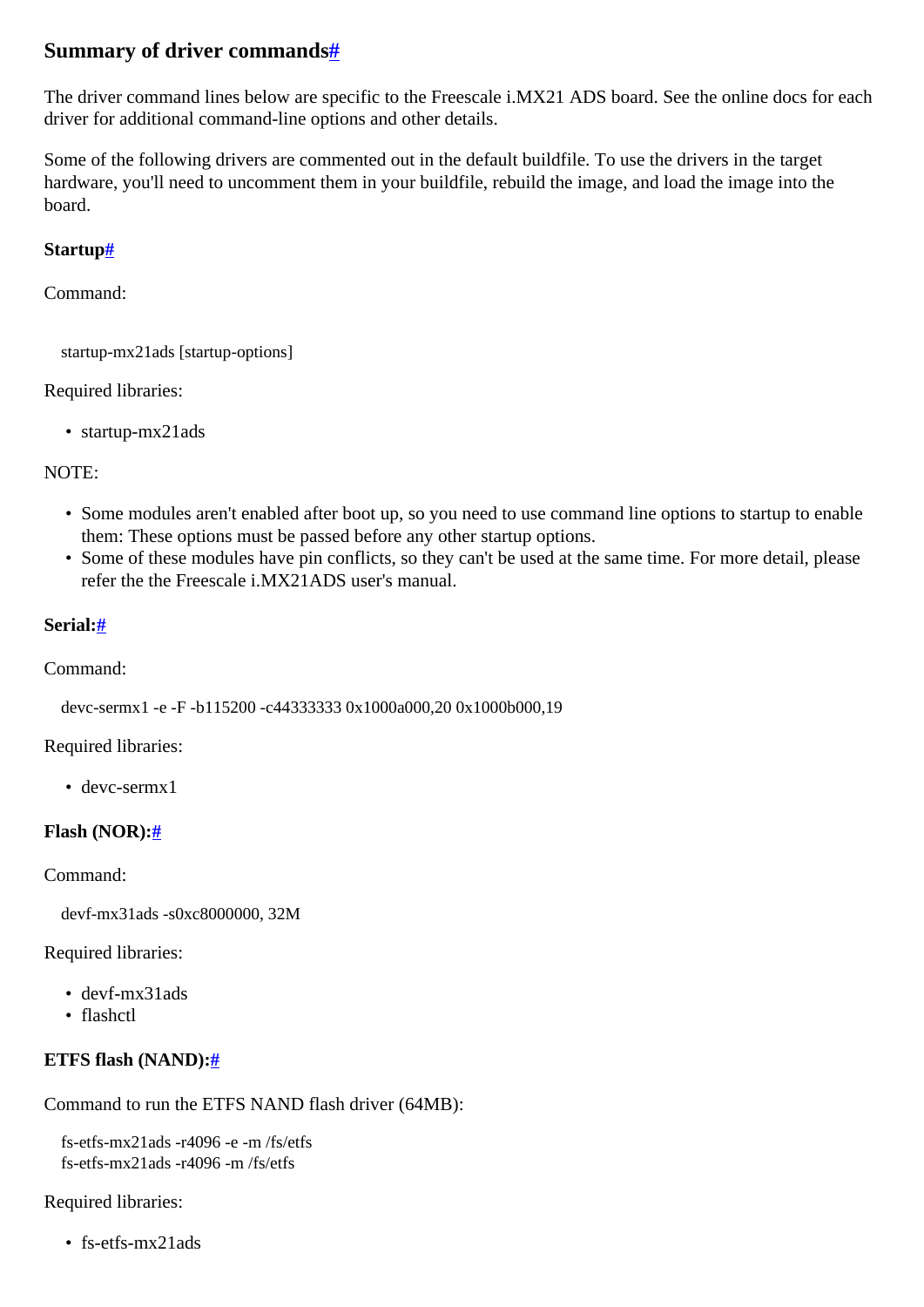## Summary of driver commands#

The driver command lines below are specific to the Freescale i.MX21 ADS board. See the online docs for each driver for additional command-line options and other details.

Some of the following drivers are commented out in the default buildfile. To use the drivers in the target hardware, you'll need to uncomment them in your buildfile, rebuild the image, and load the image into the board.

### Startup#

Command:

```
startup-mx21ads [startup-options]
```

Required libraries:

- startup-mx21ads

NOTE:

- Some modules aren't enabled after boot up, so you need to use command line options to startup to enable them: These options must be passed before any other startup options.
- Some of these modules have pin conflicts, so they can't be used at the same time. For more detail, please refer the the Freescale i.MX21ADS user's manual.

### Serial:#

Command:

```
devc-sermx1 -e -F -b115200 -c44333333 0x1000a000,20 0x1000b000,19
```

Required libraries:

- devc-sermx1

### Flash (NOR):#

Command:

```
devf-mx31ads -s0xc8000000, 32M
```

Required libraries:

- devf-mx31ads
- flashctl

### ETFS flash (NAND):#

Command to run the ETFS NAND flash driver (64MB):

```
fs-etfs-mx21ads -r4096 -e -m /fs/etfs
fs-etfs-mx21ads -r4096 -m /fs/etfs
```

Required libraries:

- fs-etfs-mx21ads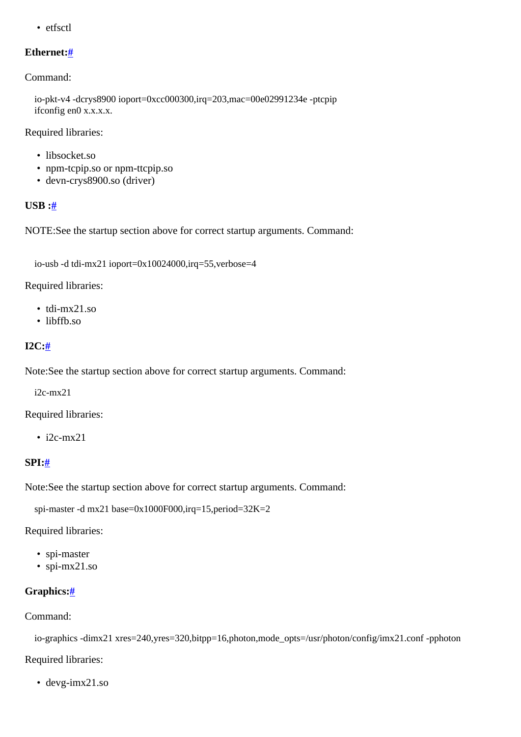- etfsctl

#### Ethernet:#

Command:

```
io-pkt-v4 -dcrys8900 ioport=0xcc000300,irq=203,mac=00e02991234e -ptcpip
ifconfig en0 x.x.x.x.
```

Required libraries:

- libsocket.so
- npm-tcpip.so or npm-ttcpip.so
- devn-crys8900.so (driver)

#### USB :#

NOTE:See the startup section above for correct startup arguments. Command:

```
io-usb -d tdi-mx21 ioport=0x10024000,irq=55,verbose=4
```

Required libraries:

- tdi-mx21.so
- libffb.so

#### I2C:#

Note:See the startup section above for correct startup arguments. Command:

```
i2c-mx21
```

Required libraries:

- i2c-mx21

#### SPI:#

Note:See the startup section above for correct startup arguments. Command:

```
spi-master -d mx21 base=0x1000F000,irq=15,period=32K=2
```

Required libraries:

- spi-master
- spi-mx21.so

#### Graphics:#

Command:

```
io-graphics -dimx21 xres=240,yres=320,bitpp=16,photon,mode_opts=/usr/photon/config/imx21.conf -pphoton
```

Required libraries:

- devg-imx21.so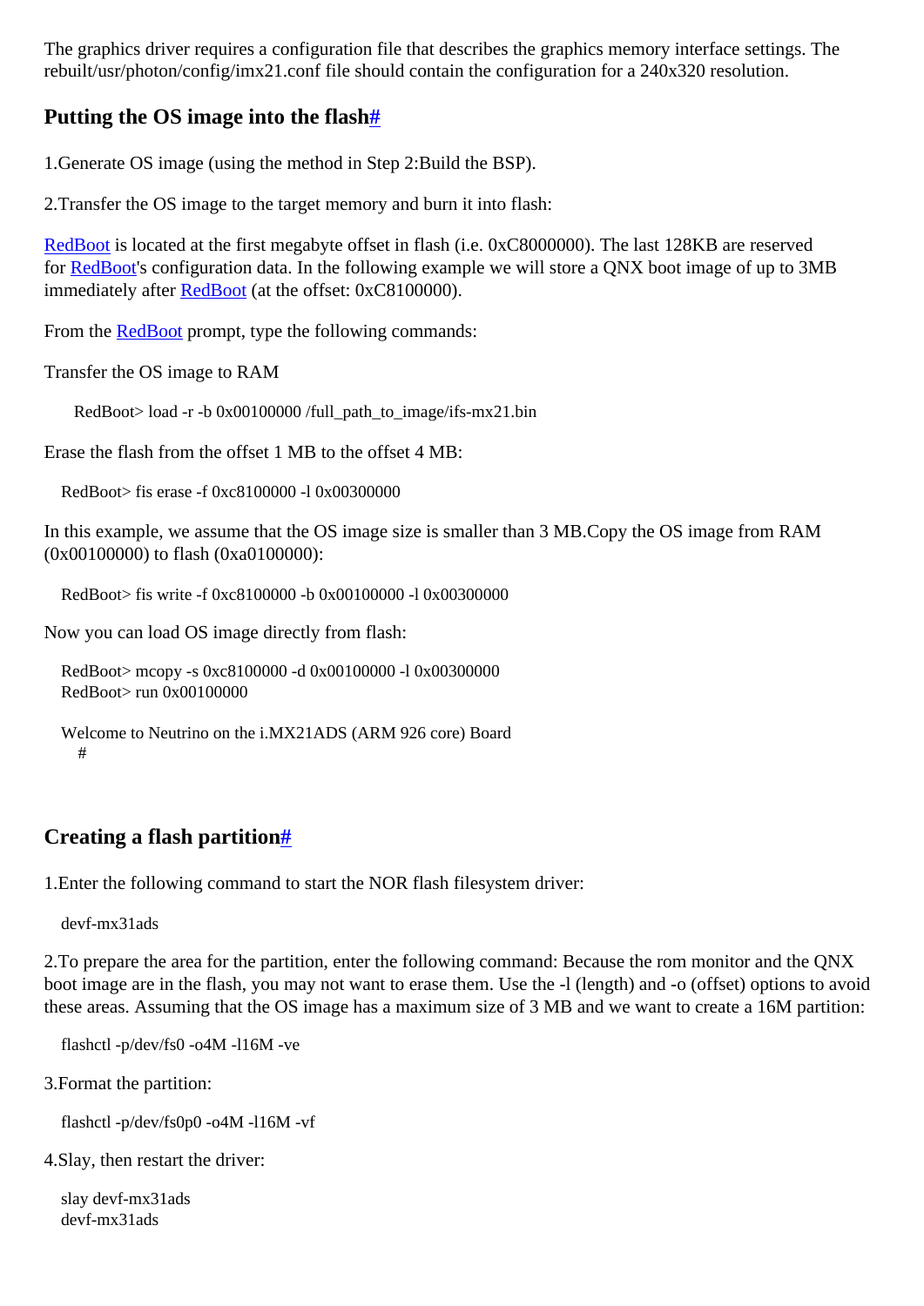The graphics driver requires a configuration file that describes the graphics memory interface settings. The rebuilt/usr/photon/config/imx21.conf file should contain the configuration for a 240x320 resolution.

## Putting the OS image into the flash#

1.Generate OS image (using the method in Step 2:Build the BSP).

2.Transfer the OS image to the target memory and burn it into flash:

RedBoot is located at the first megabyte offset in flash (i.e. 0xC8000000). The last 128KB are reserved for RedBoot's configuration data. In the following example we will store a QNX boot image of up to 3MB immediately after RedBoot (at the offset: 0xC8100000).

From the RedBoot prompt, type the following commands:

Transfer the OS image to RAM

```
RedBoot> load -r -b 0x00100000 /full_path_to_image/ifs-mx21.bin
```

Erase the flash from the offset 1 MB to the offset 4 MB:

```
RedBoot> fis erase -f 0xc8100000 -l 0x00300000
```

In this example, we assume that the OS image size is smaller than 3 MB.Copy the OS image from RAM (0x00100000) to flash (0xa0100000):

```
RedBoot> fis write -f 0xc8100000 -b 0x00100000 -l 0x00300000
```

Now you can load OS image directly from flash:

```
RedBoot> mcopy -s 0xc8100000 -d 0x00100000 -l 0x00300000
RedBoot> run 0x00100000

Welcome to Neutrino on the i.MX21ADS (ARM 926 core) Board
  #
```

## Creating a flash partition#

1.Enter the following command to start the NOR flash filesystem driver:

```
devf-mx31ads
```

2.To prepare the area for the partition, enter the following command: Because the rom monitor and the QNX boot image are in the flash, you may not want to erase them. Use the -l (length) and -o (offset) options to avoid these areas. Assuming that the OS image has a maximum size of 3 MB and we want to create a 16M partition:

```
flashctl -p/dev/fs0 -o4M -l16M -ve
```

3.Format the partition:

```
flashctl -p/dev/fs0p0 -o4M -l16M -vf
```

4.Slay, then restart the driver:

```
slay devf-mx31ads
devf-mx31ads
```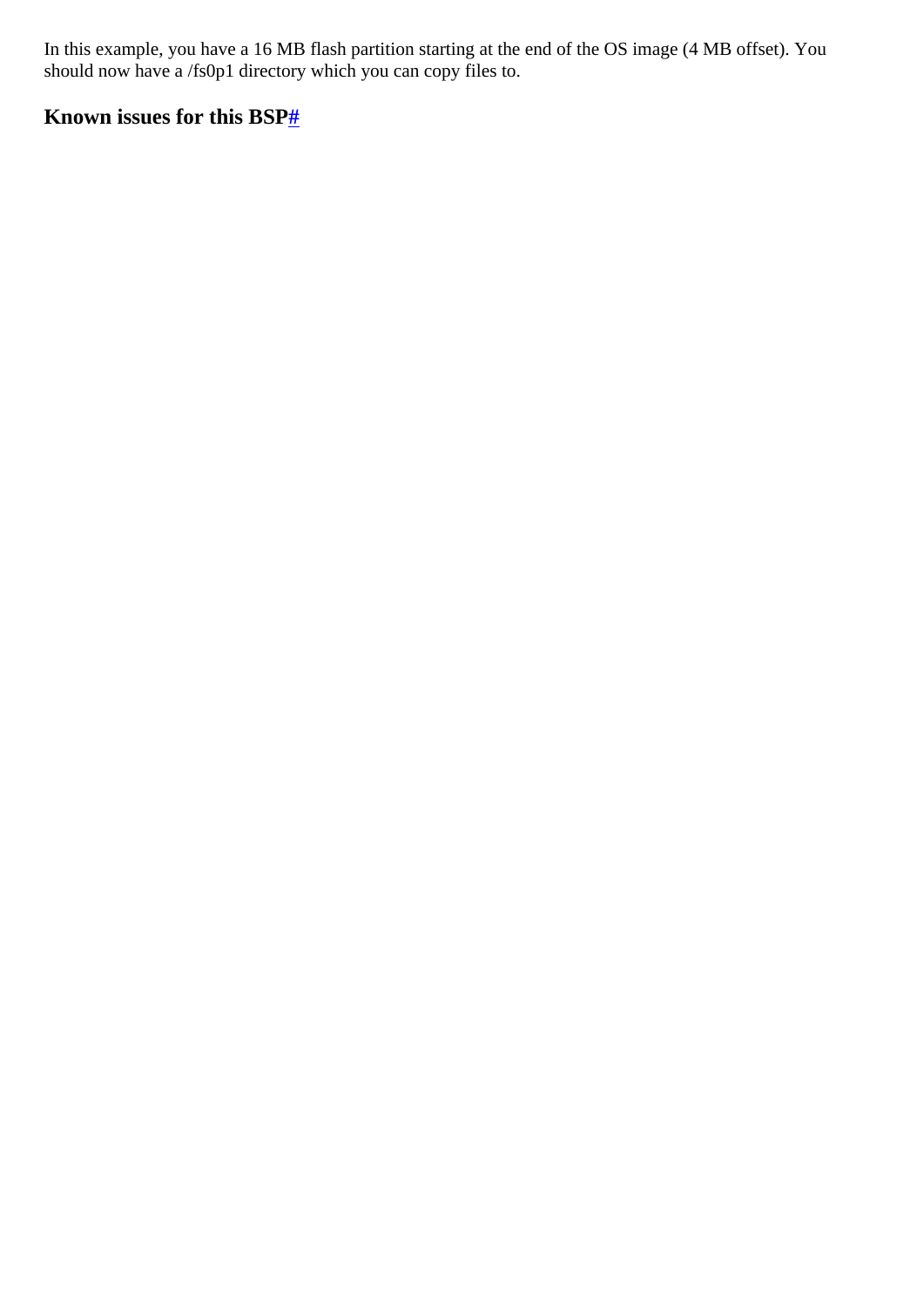In this example, you have a 16 MB flash partition starting at the end of the OS image (4 MB offset). You should now have a /fs0p1 directory which you can copy files to.

## Known issues for this BSP#